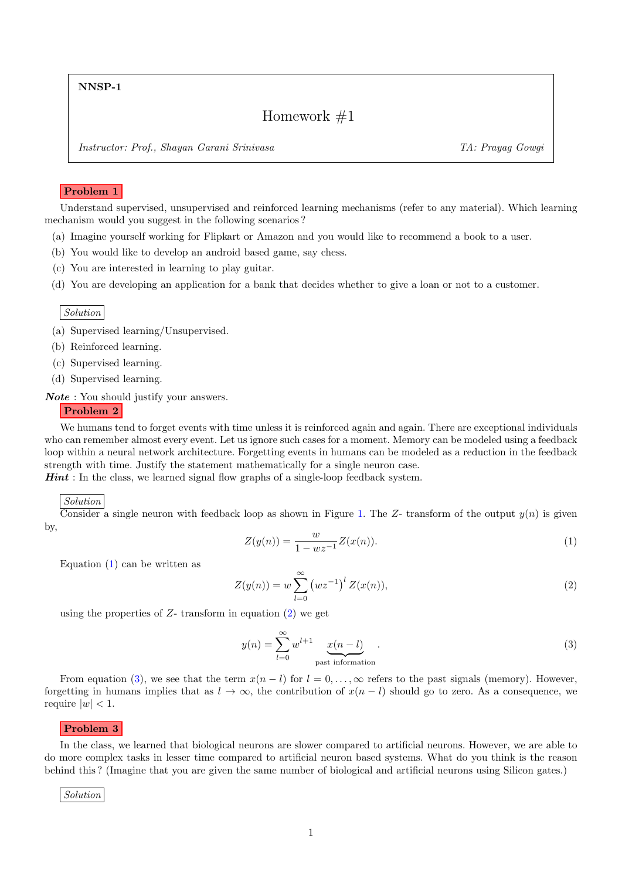**NNSP-1**

# Homework #1

*Instructor: Prof., Shayan Garani Srinivasa* *TA: Prayag Gowgi*

## Problem 1

Understand supervised, unsupervised and reinforced learning mechanisms (refer to any material). Which learning mechanism would you suggest in the following scenarios ?

(a) Imagine yourself working for Flipkart or Amazon and you would like to recommend a book to a user.

(b) You would like to develop an android based game, say chess.

(c) You are interested in learning to play guitar.

(d) You are developing an application for a bank that decides whether to give a loan or not to a customer.

*Solution*

(a) Supervised learning/Unsupervised.

(b) Reinforced learning.

(c) Supervised learning.

(d) Supervised learning.

***Note*** : You should justify your answers.

## Problem 2

We humans tend to forget events with time unless it is reinforced again and again. There are exceptional individuals who can remember almost every event. Let us ignore such cases for a moment. Memory can be modeled using a feedback loop within a neural network architecture. Forgetting events in humans can be modeled as a reduction in the feedback strength with time. Justify the statement mathematically for a single neuron case.

***Hint*** : In the class, we learned signal flow graphs of a single-loop feedback system.

*Solution*

Consider a single neuron with feedback loop as shown in Figure 1. The $Z$- transform of the output $y(n)$ is given by,

$$Z(y(n)) = \frac{w}{1 - wz^{-1}} Z(x(n)). \tag{1}$$

Equation (1) can be written as

$$Z(y(n)) = w \sum_{l=0}^{\infty} \left(wz^{-1}\right)^{l} Z(x(n)), \tag{2}$$

using the properties of $Z$- transform in equation (2) we get

$$y(n) = \sum_{l=0}^{\infty} w^{l+1} \underbrace{x(n-l)}_{\text{past information}} . \tag{3}$$

From equation (3), we see that the term $x(n-l)$ for $l = 0, \ldots, \infty$ refers to the past signals (memory). However, forgetting in humans implies that as $l \to \infty$, the contribution of $x(n-l)$ should go to zero. As a consequence, we require $|w| < 1$.

## Problem 3

In the class, we learned that biological neurons are slower compared to artificial neurons. However, we are able to do more complex tasks in lesser time compared to artificial neuron based systems. What do you think is the reason behind this ? (Imagine that you are given the same number of biological and artificial neurons using Silicon gates.)

*Solution*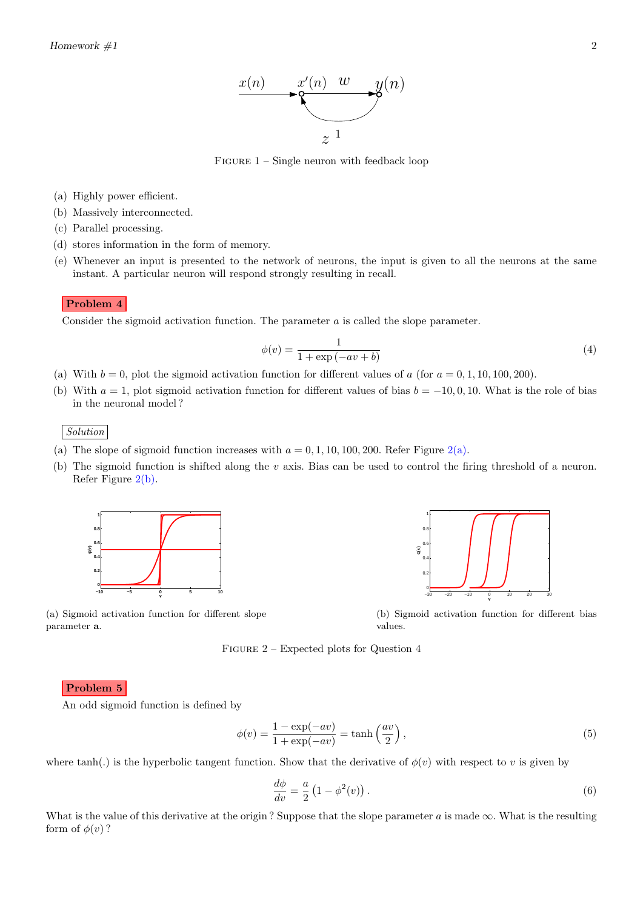FIGURE 1 – Single neuron with feedback loop

(a) Highly power efficient.

(b) Massively interconnected.

(c) Parallel processing.

(d) stores information in the form of memory.

(e) Whenever an input is presented to the network of neurons, the input is given to all the neurons at the same instant. A particular neuron will respond strongly resulting in recall.

**Problem 4**

Consider the sigmoid activation function. The parameter $a$ is called the slope parameter.

$$\phi(v) = \frac{1}{1 + \exp(-av + b)} \tag{4}$$

(a) With $b = 0$, plot the sigmoid activation function for different values of $a$ (for $a = 0, 1, 10, 100, 200$).

(b) With $a = 1$, plot sigmoid activation function for different values of bias $b = -10, 0, 10$. What is the role of bias in the neuronal model?

*Solution*

(a) The slope of sigmoid function increases with $a = 0, 1, 10, 100, 200$. Refer Figure 2(a).

(b) The sigmoid function is shifted along the $v$ axis. Bias can be used to control the firing threshold of a neuron. Refer Figure 2(b).

(a) Sigmoid activation function for different slope parameter **a**.

(b) Sigmoid activation function for different bias values.

FIGURE 2 – Expected plots for Question 4

**Problem 5**

An odd sigmoid function is defined by

$$\phi(v) = \frac{1 - \exp(-av)}{1 + \exp(-av)} = \tanh\left(\frac{av}{2}\right), \tag{5}$$

where tanh(.) is the hyperbolic tangent function. Show that the derivative of $\phi(v)$ with respect to $v$ is given by

$$\frac{d\phi}{dv} = \frac{a}{2}\left(1 - \phi^2(v)\right). \tag{6}$$

What is the value of this derivative at the origin? Suppose that the slope parameter $a$ is made $\infty$. What is the resulting form of $\phi(v)$?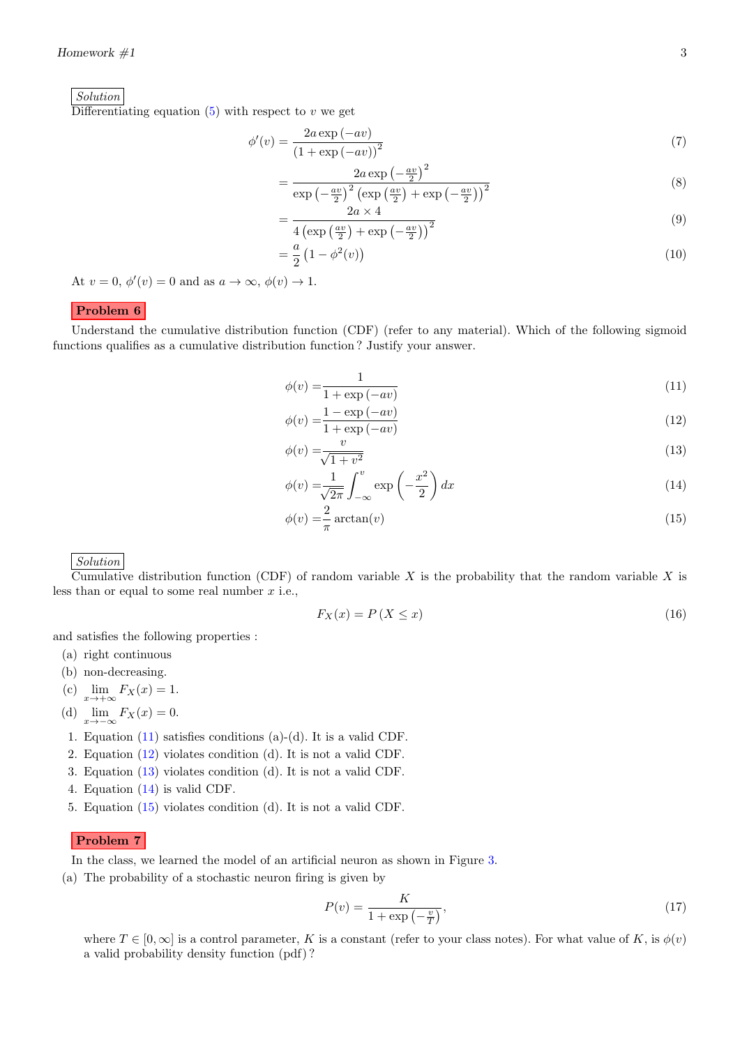Solution

Differentiating equation (5) with respect to $v$ we get

$$\phi'(v) = \frac{2a\exp(-av)}{(1+\exp(-av))^2} \tag{7}$$

$$= \frac{2a\exp\left(-\frac{av}{2}\right)^2}{\exp\left(-\frac{av}{2}\right)^2\left(\exp\left(\frac{av}{2}\right)+\exp\left(-\frac{av}{2}\right)\right)^2} \tag{8}$$

$$= \frac{2a \times 4}{4\left(\exp\left(\frac{av}{2}\right)+\exp\left(-\frac{av}{2}\right)\right)^2} \tag{9}$$

$$= \frac{a}{2}\left(1-\phi^2(v)\right) \tag{10}$$

At $v=0$, $\phi'(v)=0$ and as $a \to \infty$, $\phi(v) \to 1$.

## Problem 6

Understand the cumulative distribution function (CDF) (refer to any material). Which of the following sigmoid functions qualifies as a cumulative distribution function? Justify your answer.

$$\phi(v) = \frac{1}{1+\exp(-av)} \tag{11}$$

$$\phi(v) = \frac{1-\exp(-av)}{1+\exp(-av)} \tag{12}$$

$$\phi(v) = \frac{v}{\sqrt{1+v^2}} \tag{13}$$

$$\phi(v) = \frac{1}{\sqrt{2\pi}}\int_{-\infty}^{v}\exp\left(-\frac{x^2}{2}\right)dx \tag{14}$$

$$\phi(v) = \frac{2}{\pi}\arctan(v) \tag{15}$$

Solution

Cumulative distribution function (CDF) of random variable $X$ is the probability that the random variable $X$ is less than or equal to some real number $x$ i.e.,

$$F_X(x) = P(X \leq x) \tag{16}$$

and satisfies the following properties :

(a) right continuous

(b) non-decreasing.

(c) $\lim_{x\to+\infty} F_X(x) = 1$.

(d) $\lim_{x\to-\infty} F_X(x) = 0$.

1. Equation (11) satisfies conditions (a)-(d). It is a valid CDF.
2. Equation (12) violates condition (d). It is not a valid CDF.
3. Equation (13) violates condition (d). It is not a valid CDF.
4. Equation (14) is valid CDF.
5. Equation (15) violates condition (d). It is not a valid CDF.

## Problem 7

In the class, we learned the model of an artificial neuron as shown in Figure 3.

(a) The probability of a stochastic neuron firing is given by

$$P(v) = \frac{K}{1+\exp\left(-\frac{v}{T}\right)}, \tag{17}$$

where $T \in [0,\infty]$ is a control parameter, $K$ is a constant (refer to your class notes). For what value of $K$, is $\phi(v)$ a valid probability density function (pdf)?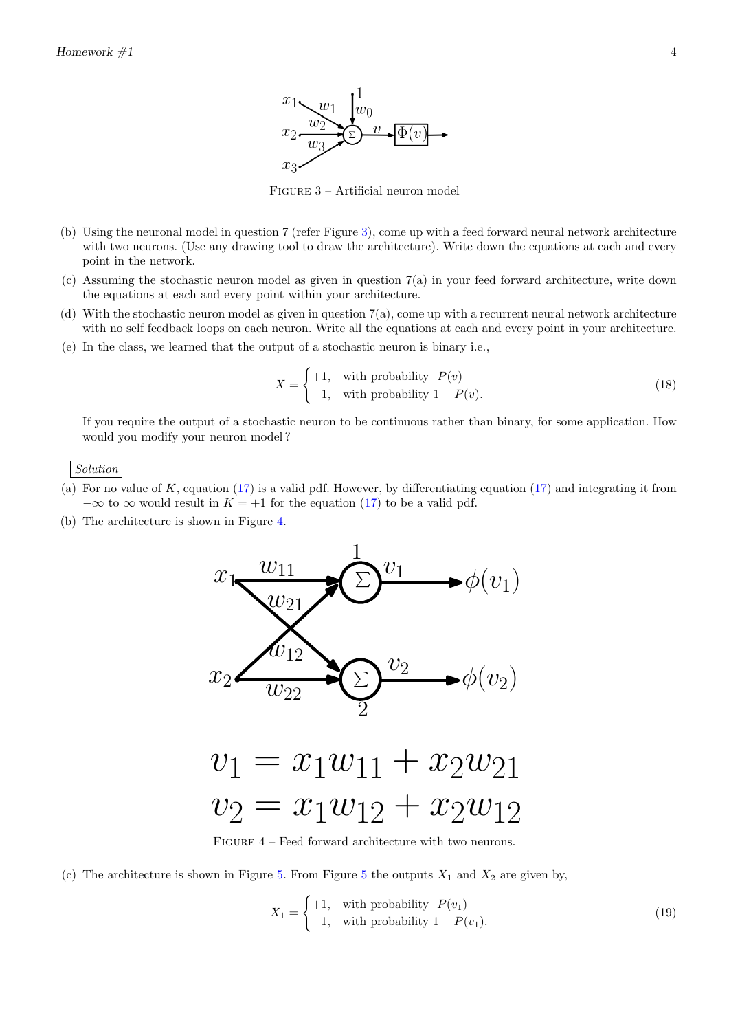FIGURE 3 – Artificial neuron model

(b) Using the neuronal model in question 7 (refer Figure 3), come up with a feed forward neural network architecture with two neurons. (Use any drawing tool to draw the architecture). Write down the equations at each and every point in the network.

(c) Assuming the stochastic neuron model as given in question 7(a) in your feed forward architecture, write down the equations at each and every point within your architecture.

(d) With the stochastic neuron model as given in question 7(a), come up with a recurrent neural network architecture with no self feedback loops on each neuron. Write all the equations at each and every point in your architecture.

(e) In the class, we learned that the output of a stochastic neuron is binary i.e.,

$$X = \begin{cases} +1, & \text{with probability } \ P(v) \\ -1, & \text{with probability } 1 - P(v). \end{cases} \tag{18}$$

If you require the output of a stochastic neuron to be continuous rather than binary, for some application. How would you modify your neuron model ?

*Solution*

(a) For no value of $K$, equation (17) is a valid pdf. However, by differentiating equation (17) and integrating it from $-\infty$ to $\infty$ would result in $K = +1$ for the equation (17) to be a valid pdf.

(b) The architecture is shown in Figure 4.

$$v_1 = x_1 w_{11} + x_2 w_{21}$$
$$v_2 = x_1 w_{12} + x_2 w_{12}$$

FIGURE 4 – Feed forward architecture with two neurons.

(c) The architecture is shown in Figure 5. From Figure 5 the outputs $X_1$ and $X_2$ are given by,

$$X_1 = \begin{cases} +1, & \text{with probability } \ P(v_1) \\ -1, & \text{with probability } 1 - P(v_1). \end{cases} \tag{19}$$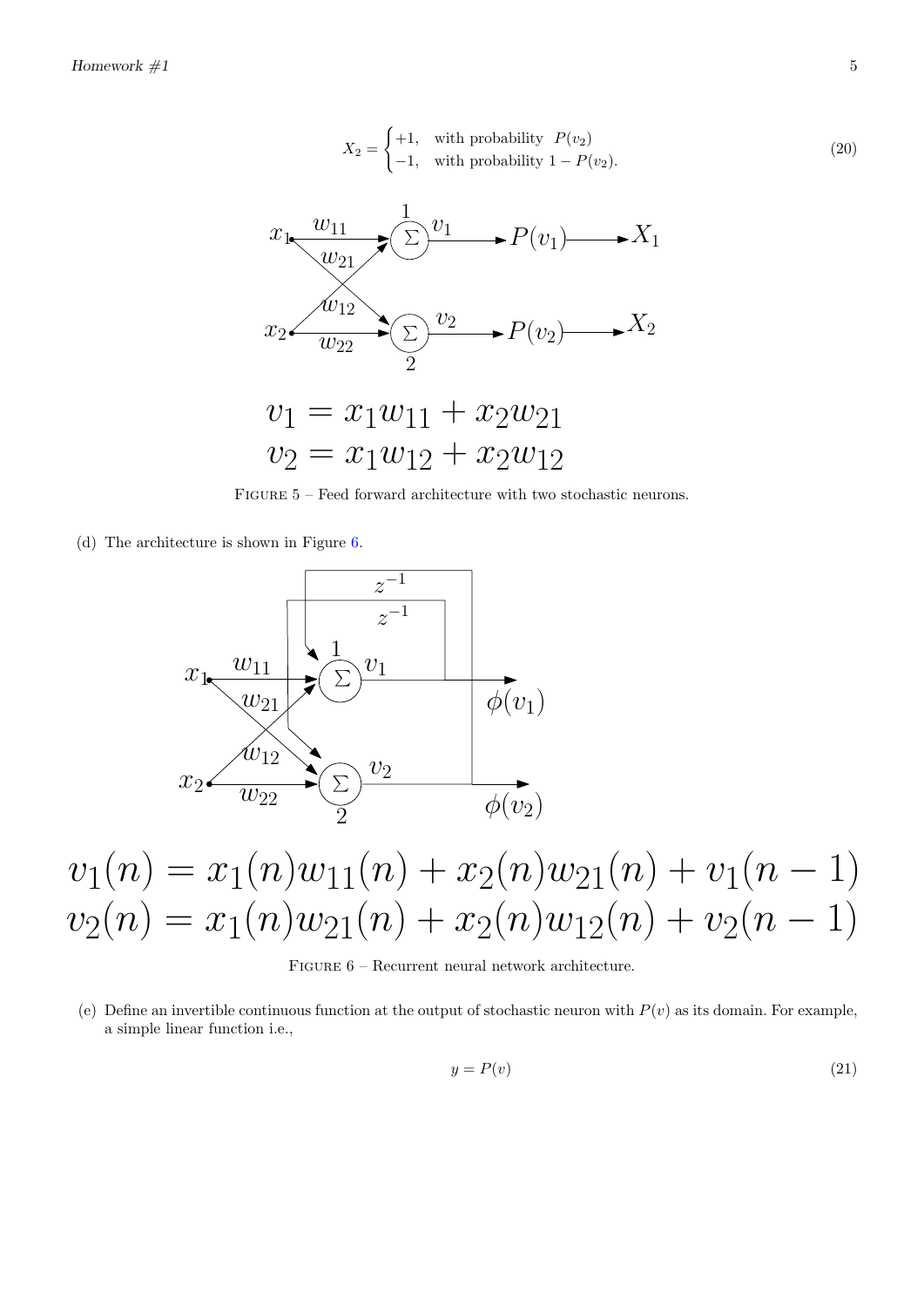$$X_2 = \begin{cases} +1, & \text{with probability } \ P(v_2) \\ -1, & \text{with probability } 1 - P(v_2). \end{cases} \tag{20}$$

$x_1$ $w_{11}$ $w_{21}$ $w_{12}$ $x_2$ $w_{22}$ 1 $\Sigma$ $v_1$ $P(v_1)$ $X_1$ 2 $\Sigma$ $v_2$ $P(v_2)$ $X_2$

$$v_1 = x_1 w_{11} + x_2 w_{21}$$
$$v_2 = x_1 w_{12} + x_2 w_{12}$$

Figure 5 – Feed forward architecture with two stochastic neurons.

(d) The architecture is shown in Figure 6.

$z^{-1}$ $z^{-1}$ $x_1$ $w_{11}$ $w_{21}$ $w_{12}$ $x_2$ $w_{22}$ 1 $\Sigma$ $v_1$ $\phi(v_1)$ 2 $\Sigma$ $v_2$ $\phi(v_2)$

$$v_1(n) = x_1(n)w_{11}(n) + x_2(n)w_{21}(n) + v_1(n-1)$$
$$v_2(n) = x_1(n)w_{21}(n) + x_2(n)w_{12}(n) + v_2(n-1)$$

Figure 6 – Recurrent neural network architecture.

(e) Define an invertible continuous function at the output of stochastic neuron with $P(v)$ as its domain. For example, a simple linear function i.e.,

$$y = P(v) \tag{21}$$